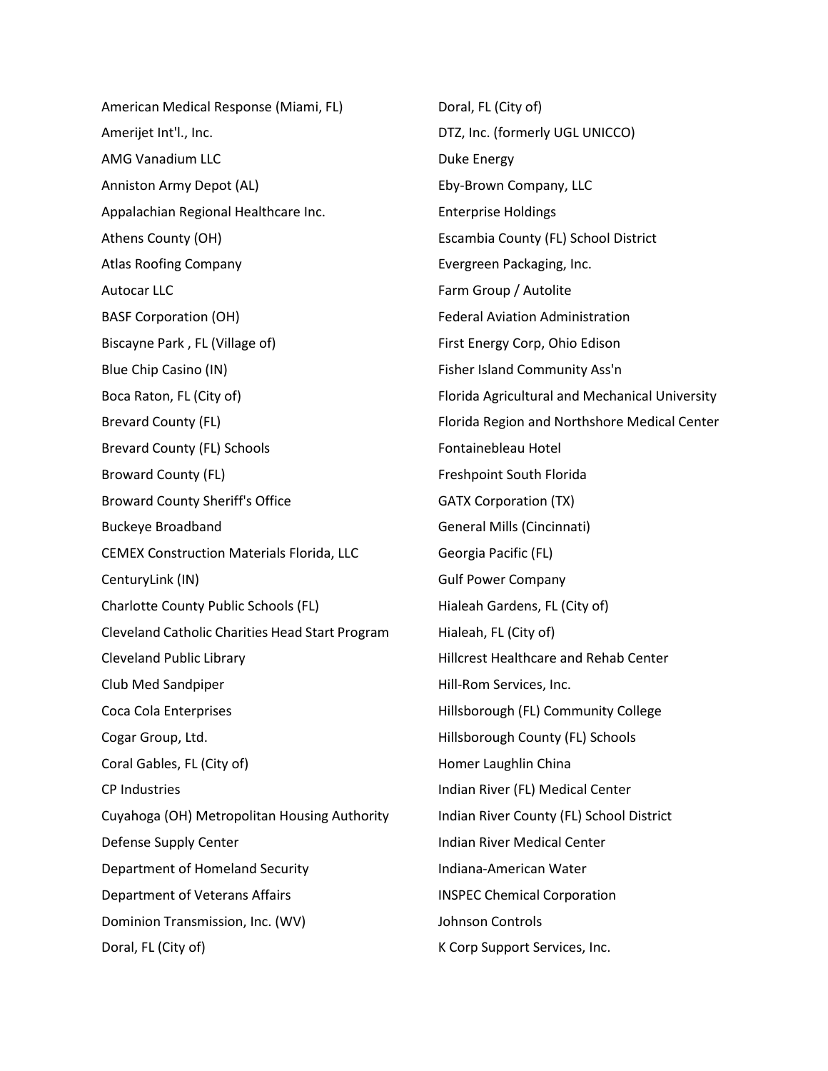American Medical Response (Miami, FL)

Amerijet Int'l., Inc.

AMG Vanadium LLC

Anniston Army Depot (AL)

Appalachian Regional Healthcare Inc.

Athens County (OH)

Atlas Roofing Company

Autocar LLC

BASF Corporation (OH)

Biscayne Park , FL (Village of)

Blue Chip Casino (IN)

Boca Raton, FL (City of)

Brevard County (FL)

Brevard County (FL) Schools

Broward County (FL)

Broward County Sheriff's Office

Buckeye Broadband

CEMEX Construction Materials Florida, LLC

CenturyLink (IN)

Charlotte County Public Schools (FL)

Cleveland Catholic Charities Head Start Program

Cleveland Public Library

Club Med Sandpiper

Coca Cola Enterprises

Cogar Group, Ltd.

Coral Gables, FL (City of)

CP Industries

Cuyahoga (OH) Metropolitan Housing Authority

Defense Supply Center

Department of Homeland Security

Department of Veterans Affairs

Dominion Transmission, Inc. (WV)

Doral, FL (City of)

Doral, FL (City of)

DTZ, Inc. (formerly UGL UNICCO)

Duke Energy

Eby-Brown Company, LLC

Enterprise Holdings

Escambia County (FL) School District

Evergreen Packaging, Inc.

Farm Group / Autolite

Federal Aviation Administration

First Energy Corp, Ohio Edison

Fisher Island Community Ass'n

Florida Agricultural and Mechanical University

Florida Region and Northshore Medical Center

Fontainebleau Hotel

Freshpoint South Florida

GATX Corporation (TX)

General Mills (Cincinnati)

Georgia Pacific (FL)

Gulf Power Company

Hialeah Gardens, FL (City of)

Hialeah, FL (City of)

Hillcrest Healthcare and Rehab Center

Hill-Rom Services, Inc.

Hillsborough (FL) Community College

Hillsborough County (FL) Schools

Homer Laughlin China

Indian River (FL) Medical Center

Indian River County (FL) School District

Indian River Medical Center

Indiana-American Water

INSPEC Chemical Corporation

Johnson Controls

K Corp Support Services, Inc.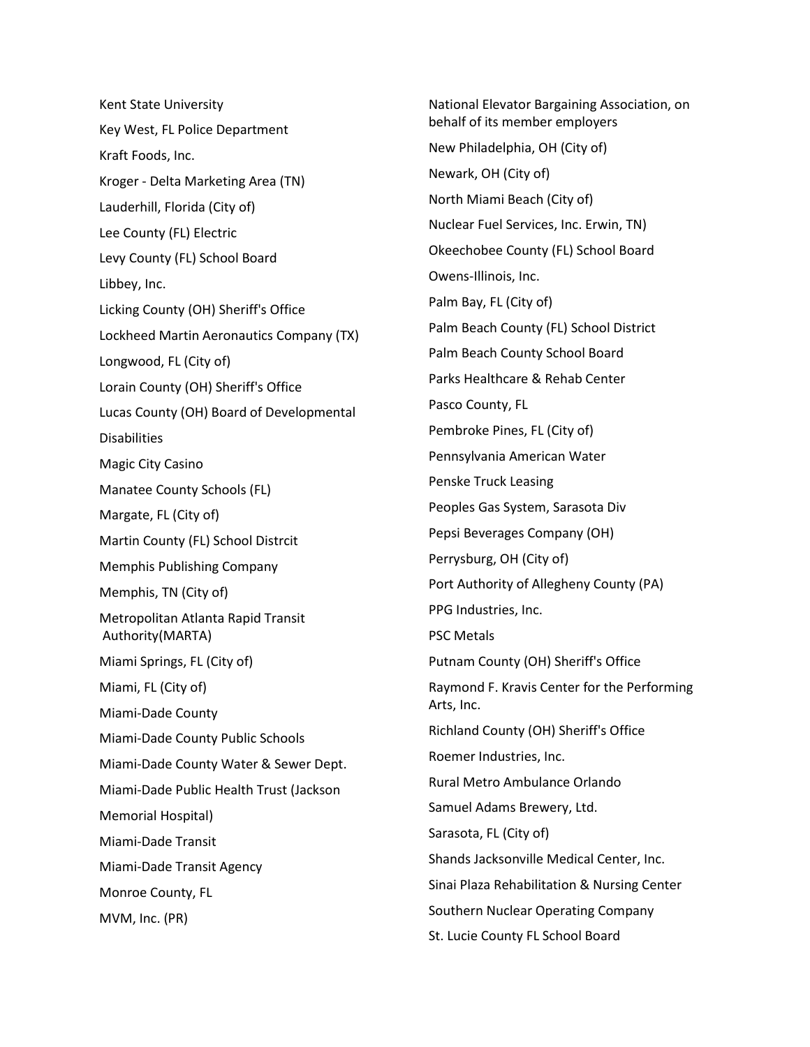Kent State University

Key West, FL Police Department

Kraft Foods, Inc.

Kroger - Delta Marketing Area (TN)

Lauderhill, Florida (City of)

Lee County (FL) Electric

Levy County (FL) School Board

Libbey, Inc.

Licking County (OH) Sheriff's Office

Lockheed Martin Aeronautics Company (TX)

Longwood, FL (City of)

Lorain County (OH) Sheriff's Office

Lucas County (OH) Board of Developmental Disabilities

Magic City Casino

Manatee County Schools (FL)

Margate, FL (City of)

Martin County (FL) School Distrcit

Memphis Publishing Company

Memphis, TN (City of)

Metropolitan Atlanta Rapid Transit Authority(MARTA)

Miami Springs, FL (City of)

Miami, FL (City of)

Miami-Dade County

Miami-Dade County Public Schools

Miami-Dade County Water & Sewer Dept.

Miami-Dade Public Health Trust (Jackson Memorial Hospital)

Miami-Dade Transit

Miami-Dade Transit Agency

Monroe County, FL

MVM, Inc. (PR)

National Elevator Bargaining Association, on behalf of its member employers

New Philadelphia, OH (City of)

Newark, OH (City of)

North Miami Beach (City of)

Nuclear Fuel Services, Inc. Erwin, TN)

Okeechobee County (FL) School Board

Owens-Illinois, Inc.

Palm Bay, FL (City of)

Palm Beach County (FL) School District

Palm Beach County School Board

Parks Healthcare & Rehab Center

Pasco County, FL

Pembroke Pines, FL (City of)

Pennsylvania American Water

Penske Truck Leasing

Peoples Gas System, Sarasota Div

Pepsi Beverages Company (OH)

Perrysburg, OH (City of)

Port Authority of Allegheny County (PA)

PPG Industries, Inc.

PSC Metals

Putnam County (OH) Sheriff's Office

Raymond F. Kravis Center for the Performing Arts, Inc.

Richland County (OH) Sheriff's Office

Roemer Industries, Inc.

Rural Metro Ambulance Orlando

Samuel Adams Brewery, Ltd.

Sarasota, FL (City of)

Shands Jacksonville Medical Center, Inc.

Sinai Plaza Rehabilitation & Nursing Center

Southern Nuclear Operating Company

St. Lucie County FL School Board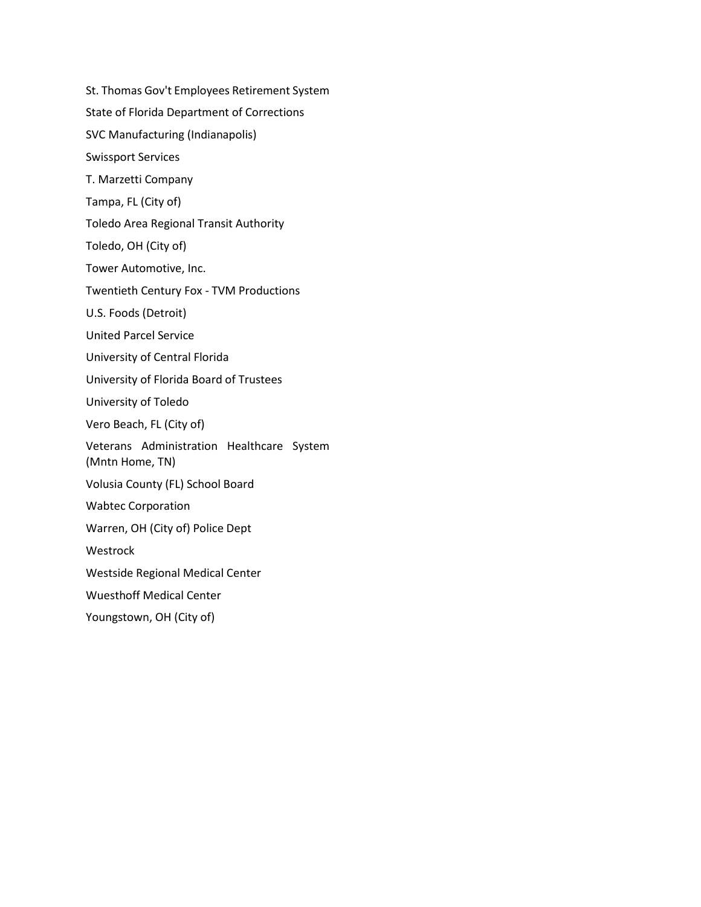St. Thomas Gov't Employees Retirement System

State of Florida Department of Corrections

SVC Manufacturing (Indianapolis)

Swissport Services

T. Marzetti Company

Tampa, FL (City of)

Toledo Area Regional Transit Authority

Toledo, OH (City of)

Tower Automotive, Inc.

Twentieth Century Fox - TVM Productions

U.S. Foods (Detroit)

United Parcel Service

University of Central Florida

University of Florida Board of Trustees

University of Toledo

Vero Beach, FL (City of)

Veterans Administration Healthcare System (Mntn Home, TN)

Volusia County (FL) School Board

Wabtec Corporation

Warren, OH (City of) Police Dept

Westrock

Westside Regional Medical Center

Wuesthoff Medical Center

Youngstown, OH (City of)